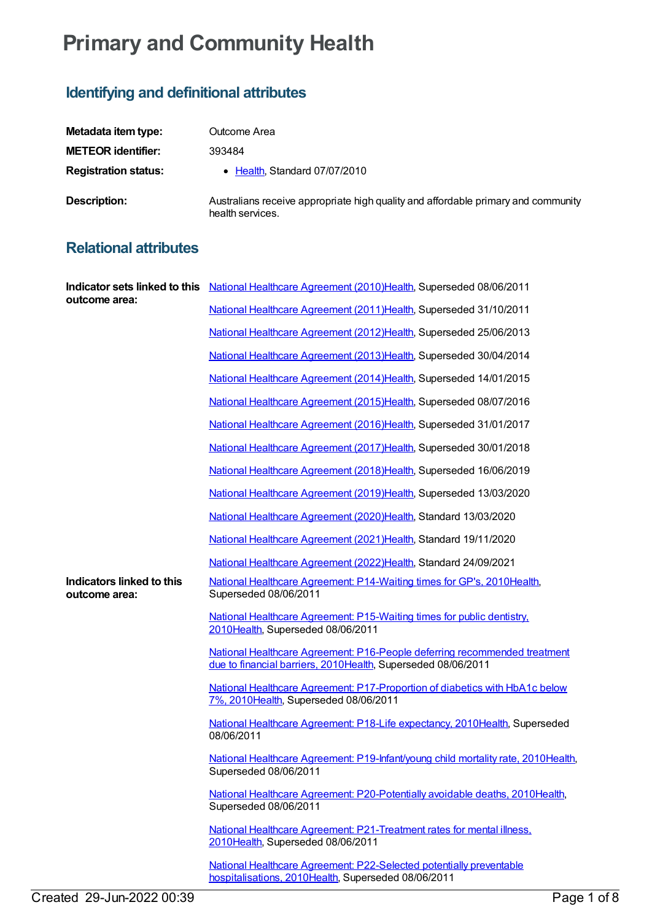# Primary and Community Health

## Identifying and definitional attributes

| | |
|---|---|
| **Metadata item type:** | Outcome Area |
| **METEOR identifier:** | 393484 |
| **Registration status:** | • Health, Standard 07/07/2010 |
| **Description:** | Australians receive appropriate high quality and affordable primary and community health services. |

## Relational attributes

**Indicator sets linked to this outcome area:**

National Healthcare Agreement (2010)Health, Superseded 08/06/2011

National Healthcare Agreement (2011)Health, Superseded 31/10/2011

National Healthcare Agreement (2012)Health, Superseded 25/06/2013

National Healthcare Agreement (2013)Health, Superseded 30/04/2014

National Healthcare Agreement (2014)Health, Superseded 14/01/2015

National Healthcare Agreement (2015)Health, Superseded 08/07/2016

National Healthcare Agreement (2016)Health, Superseded 31/01/2017

National Healthcare Agreement (2017)Health, Superseded 30/01/2018

National Healthcare Agreement (2018)Health, Superseded 16/06/2019

National Healthcare Agreement (2019)Health, Superseded 13/03/2020

National Healthcare Agreement (2020)Health, Standard 13/03/2020

National Healthcare Agreement (2021)Health, Standard 19/11/2020

National Healthcare Agreement (2022)Health, Standard 24/09/2021

**Indicators linked to this outcome area:**

National Healthcare Agreement: P14-Waiting times for GP's, 2010Health, Superseded 08/06/2011

National Healthcare Agreement: P15-Waiting times for public dentistry, 2010Health, Superseded 08/06/2011

National Healthcare Agreement: P16-People deferring recommended treatment due to financial barriers, 2010Health, Superseded 08/06/2011

National Healthcare Agreement: P17-Proportion of diabetics with HbA1c below 7%, 2010Health, Superseded 08/06/2011

National Healthcare Agreement: P18-Life expectancy, 2010Health, Superseded 08/06/2011

National Healthcare Agreement: P19-Infant/young child mortality rate, 2010Health, Superseded 08/06/2011

National Healthcare Agreement: P20-Potentially avoidable deaths, 2010Health, Superseded 08/06/2011

National Healthcare Agreement: P21-Treatment rates for mental illness, 2010Health, Superseded 08/06/2011

National Healthcare Agreement: P22-Selected potentially preventable hospitalisations, 2010Health, Superseded 08/06/2011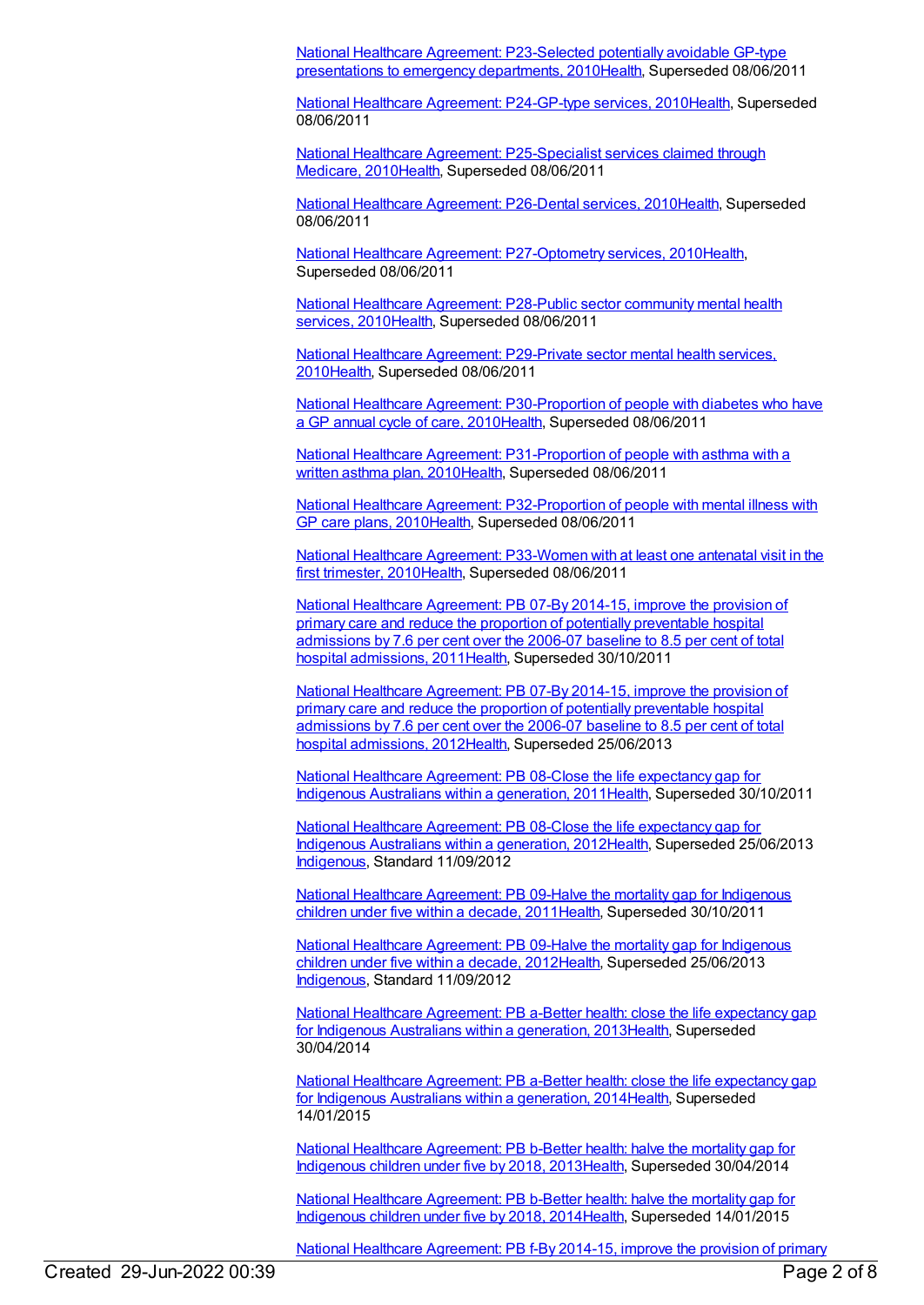[National Healthcare Agreement: P23-Selected potentially avoidable GP-type presentations to emergency departments, 2010Health], Superseded 08/06/2011

[National Healthcare Agreement: P24-GP-type services, 2010Health], Superseded 08/06/2011

[National Healthcare Agreement: P25-Specialist services claimed through Medicare, 2010Health], Superseded 08/06/2011

[National Healthcare Agreement: P26-Dental services, 2010Health], Superseded 08/06/2011

[National Healthcare Agreement: P27-Optometry services, 2010Health], Superseded 08/06/2011

[National Healthcare Agreement: P28-Public sector community mental health services, 2010Health], Superseded 08/06/2011

[National Healthcare Agreement: P29-Private sector mental health services, 2010Health], Superseded 08/06/2011

[National Healthcare Agreement: P30-Proportion of people with diabetes who have a GP annual cycle of care, 2010Health], Superseded 08/06/2011

[National Healthcare Agreement: P31-Proportion of people with asthma with a written asthma plan, 2010Health], Superseded 08/06/2011

[National Healthcare Agreement: P32-Proportion of people with mental illness with GP care plans, 2010Health], Superseded 08/06/2011

[National Healthcare Agreement: P33-Women with at least one antenatal visit in the first trimester, 2010Health], Superseded 08/06/2011

[National Healthcare Agreement: PB 07-By 2014-15, improve the provision of primary care and reduce the proportion of potentially preventable hospital admissions by 7.6 per cent over the 2006-07 baseline to 8.5 per cent of total hospital admissions, 2011Health], Superseded 30/10/2011

[National Healthcare Agreement: PB 07-By 2014-15, improve the provision of primary care and reduce the proportion of potentially preventable hospital admissions by 7.6 per cent over the 2006-07 baseline to 8.5 per cent of total hospital admissions, 2012Health], Superseded 25/06/2013

[National Healthcare Agreement: PB 08-Close the life expectancy gap for Indigenous Australians within a generation, 2011Health], Superseded 30/10/2011

[National Healthcare Agreement: PB 08-Close the life expectancy gap for Indigenous Australians within a generation, 2012Health], Superseded 25/06/2013
[Indigenous], Standard 11/09/2012

[National Healthcare Agreement: PB 09-Halve the mortality gap for Indigenous children under five within a decade, 2011Health], Superseded 30/10/2011

[National Healthcare Agreement: PB 09-Halve the mortality gap for Indigenous children under five within a decade, 2012Health], Superseded 25/06/2013
[Indigenous], Standard 11/09/2012

[National Healthcare Agreement: PB a-Better health: close the life expectancy gap for Indigenous Australians within a generation, 2013Health], Superseded 30/04/2014

[National Healthcare Agreement: PB a-Better health: close the life expectancy gap for Indigenous Australians within a generation, 2014Health], Superseded 14/01/2015

[National Healthcare Agreement: PB b-Better health: halve the mortality gap for Indigenous children under five by 2018, 2013Health], Superseded 30/04/2014

[National Healthcare Agreement: PB b-Better health: halve the mortality gap for Indigenous children under five by 2018, 2014Health], Superseded 14/01/2015

[National Healthcare Agreement: PB f-By 2014-15, improve the provision of primary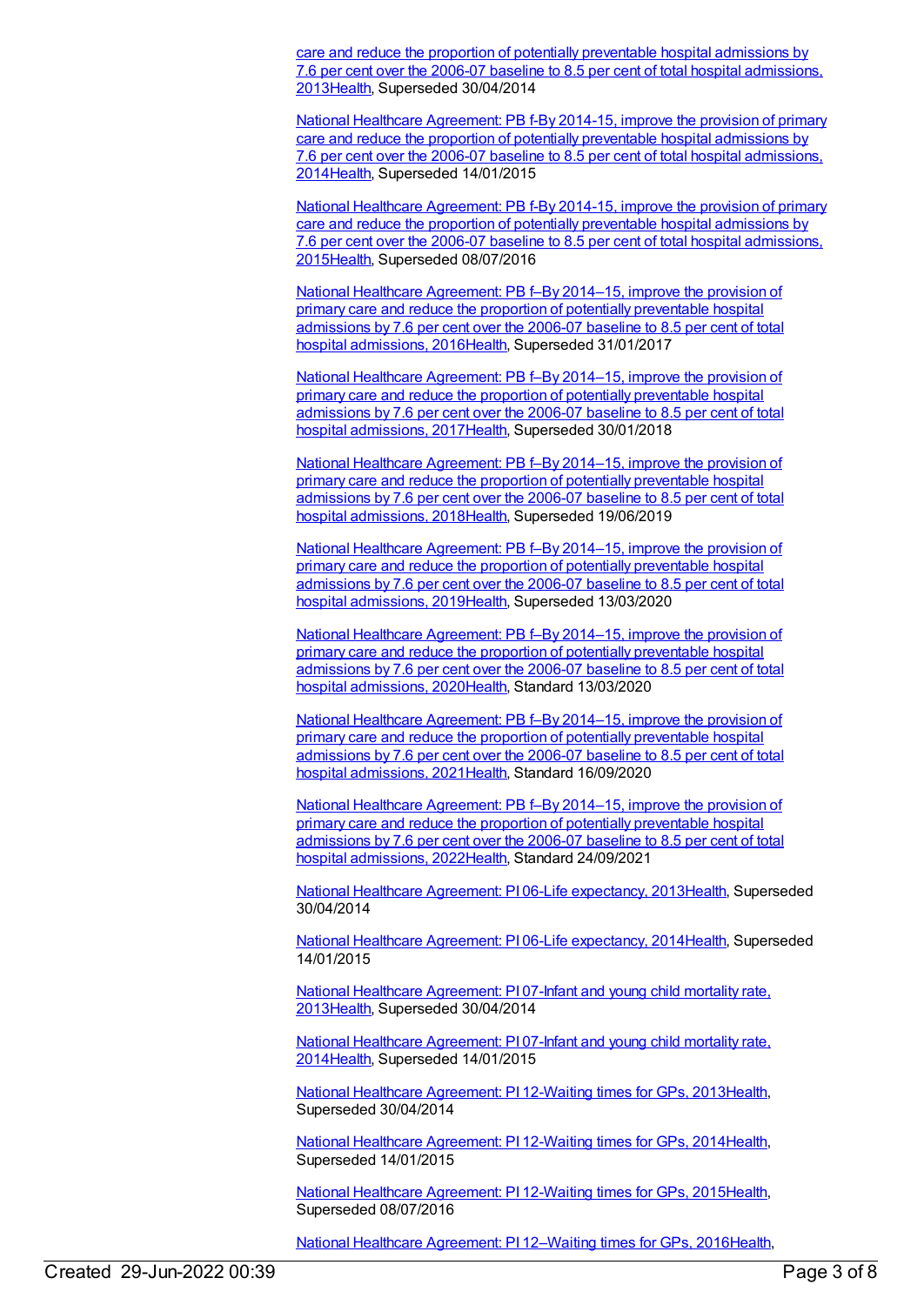care and reduce the proportion of potentially preventable hospital admissions by 7.6 per cent over the 2006-07 baseline to 8.5 per cent of total hospital admissions, 2013Health, Superseded 30/04/2014

National Healthcare Agreement: PB f-By 2014-15, improve the provision of primary care and reduce the proportion of potentially preventable hospital admissions by 7.6 per cent over the 2006-07 baseline to 8.5 per cent of total hospital admissions, 2014Health, Superseded 14/01/2015

National Healthcare Agreement: PB f-By 2014-15, improve the provision of primary care and reduce the proportion of potentially preventable hospital admissions by 7.6 per cent over the 2006-07 baseline to 8.5 per cent of total hospital admissions, 2015Health, Superseded 08/07/2016

National Healthcare Agreement: PB f–By 2014–15, improve the provision of primary care and reduce the proportion of potentially preventable hospital admissions by 7.6 per cent over the 2006-07 baseline to 8.5 per cent of total hospital admissions, 2016Health, Superseded 31/01/2017

National Healthcare Agreement: PB f–By 2014–15, improve the provision of primary care and reduce the proportion of potentially preventable hospital admissions by 7.6 per cent over the 2006-07 baseline to 8.5 per cent of total hospital admissions, 2017Health, Superseded 30/01/2018

National Healthcare Agreement: PB f–By 2014–15, improve the provision of primary care and reduce the proportion of potentially preventable hospital admissions by 7.6 per cent over the 2006-07 baseline to 8.5 per cent of total hospital admissions, 2018Health, Superseded 19/06/2019

National Healthcare Agreement: PB f–By 2014–15, improve the provision of primary care and reduce the proportion of potentially preventable hospital admissions by 7.6 per cent over the 2006-07 baseline to 8.5 per cent of total hospital admissions, 2019Health, Superseded 13/03/2020

National Healthcare Agreement: PB f–By 2014–15, improve the provision of primary care and reduce the proportion of potentially preventable hospital admissions by 7.6 per cent over the 2006-07 baseline to 8.5 per cent of total hospital admissions, 2020Health, Standard 13/03/2020

National Healthcare Agreement: PB f–By 2014–15, improve the provision of primary care and reduce the proportion of potentially preventable hospital admissions by 7.6 per cent over the 2006-07 baseline to 8.5 per cent of total hospital admissions, 2021Health, Standard 16/09/2020

National Healthcare Agreement: PB f–By 2014–15, improve the provision of primary care and reduce the proportion of potentially preventable hospital admissions by 7.6 per cent over the 2006-07 baseline to 8.5 per cent of total hospital admissions, 2022Health, Standard 24/09/2021

National Healthcare Agreement: PI 06-Life expectancy, 2013Health, Superseded 30/04/2014

National Healthcare Agreement: PI 06-Life expectancy, 2014Health, Superseded 14/01/2015

National Healthcare Agreement: PI 07-Infant and young child mortality rate, 2013Health, Superseded 30/04/2014

National Healthcare Agreement: PI 07-Infant and young child mortality rate, 2014Health, Superseded 14/01/2015

National Healthcare Agreement: PI 12-Waiting times for GPs, 2013Health, Superseded 30/04/2014

National Healthcare Agreement: PI 12-Waiting times for GPs, 2014Health, Superseded 14/01/2015

National Healthcare Agreement: PI 12-Waiting times for GPs, 2015Health, Superseded 08/07/2016

National Healthcare Agreement: PI 12–Waiting times for GPs, 2016Health,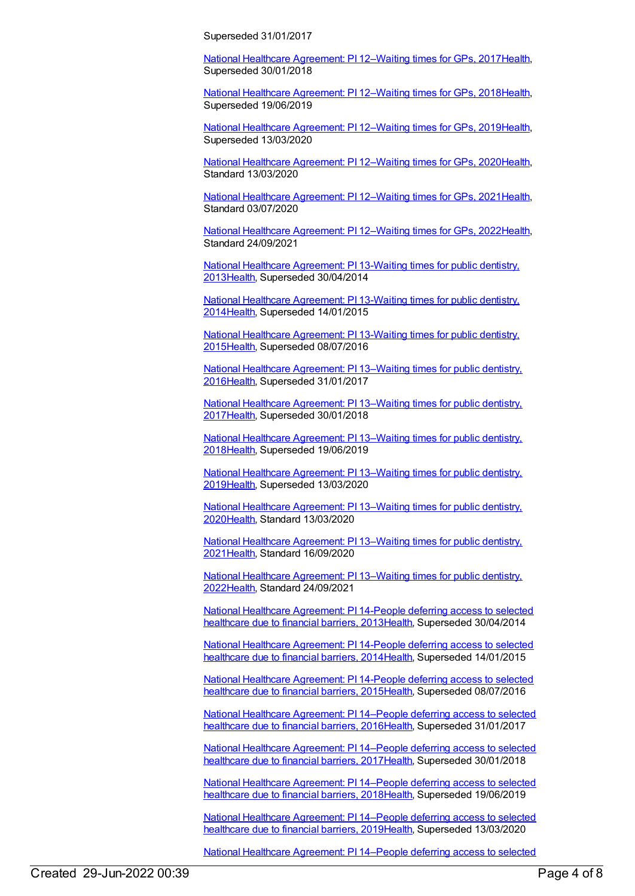Superseded 31/01/2017

National Healthcare Agreement: PI 12–Waiting times for GPs, 2017Health, Superseded 30/01/2018

National Healthcare Agreement: PI 12–Waiting times for GPs, 2018Health, Superseded 19/06/2019

National Healthcare Agreement: PI 12–Waiting times for GPs, 2019Health, Superseded 13/03/2020

National Healthcare Agreement: PI 12–Waiting times for GPs, 2020Health, Standard 13/03/2020

National Healthcare Agreement: PI 12–Waiting times for GPs, 2021Health, Standard 03/07/2020

National Healthcare Agreement: PI 12–Waiting times for GPs, 2022Health, Standard 24/09/2021

National Healthcare Agreement: PI 13-Waiting times for public dentistry, 2013Health, Superseded 30/04/2014

National Healthcare Agreement: PI 13-Waiting times for public dentistry, 2014Health, Superseded 14/01/2015

National Healthcare Agreement: PI 13-Waiting times for public dentistry, 2015Health, Superseded 08/07/2016

National Healthcare Agreement: PI 13–Waiting times for public dentistry, 2016Health, Superseded 31/01/2017

National Healthcare Agreement: PI 13–Waiting times for public dentistry, 2017Health, Superseded 30/01/2018

National Healthcare Agreement: PI 13–Waiting times for public dentistry, 2018Health, Superseded 19/06/2019

National Healthcare Agreement: PI 13–Waiting times for public dentistry, 2019Health, Superseded 13/03/2020

National Healthcare Agreement: PI 13–Waiting times for public dentistry, 2020Health, Standard 13/03/2020

National Healthcare Agreement: PI 13–Waiting times for public dentistry, 2021Health, Standard 16/09/2020

National Healthcare Agreement: PI 13–Waiting times for public dentistry, 2022Health, Standard 24/09/2021

National Healthcare Agreement: PI 14-People deferring access to selected healthcare due to financial barriers, 2013Health, Superseded 30/04/2014

National Healthcare Agreement: PI 14-People deferring access to selected healthcare due to financial barriers, 2014Health, Superseded 14/01/2015

National Healthcare Agreement: PI 14-People deferring access to selected healthcare due to financial barriers, 2015Health, Superseded 08/07/2016

National Healthcare Agreement: PI 14–People deferring access to selected healthcare due to financial barriers, 2016Health, Superseded 31/01/2017

National Healthcare Agreement: PI 14–People deferring access to selected healthcare due to financial barriers, 2017Health, Superseded 30/01/2018

National Healthcare Agreement: PI 14–People deferring access to selected healthcare due to financial barriers, 2018Health, Superseded 19/06/2019

National Healthcare Agreement: PI 14–People deferring access to selected healthcare due to financial barriers, 2019Health, Superseded 13/03/2020

National Healthcare Agreement: PI 14–People deferring access to selected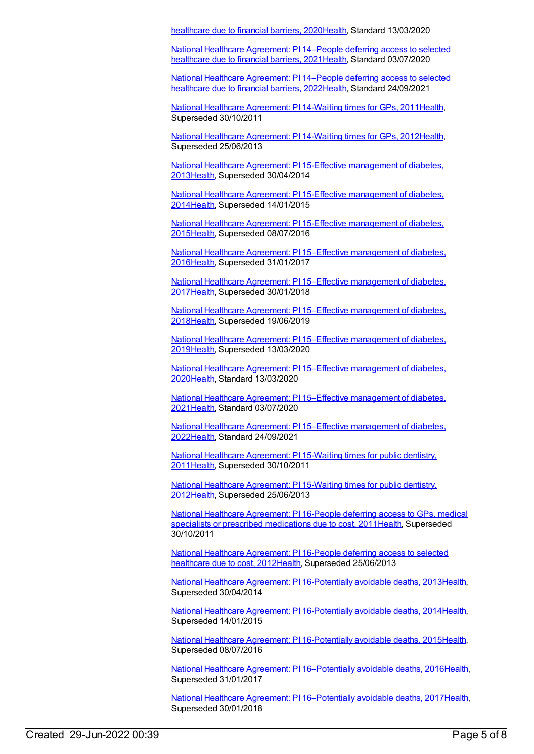healthcare due to financial barriers, 2020Health, Standard 13/03/2020

National Healthcare Agreement: PI 14–People deferring access to selected healthcare due to financial barriers, 2021Health, Standard 03/07/2020

National Healthcare Agreement: PI 14–People deferring access to selected healthcare due to financial barriers, 2022Health, Standard 24/09/2021

National Healthcare Agreement: PI 14-Waiting times for GPs, 2011Health, Superseded 30/10/2011

National Healthcare Agreement: PI 14-Waiting times for GPs, 2012Health, Superseded 25/06/2013

National Healthcare Agreement: PI 15-Effective management of diabetes, 2013Health, Superseded 30/04/2014

National Healthcare Agreement: PI 15-Effective management of diabetes, 2014Health, Superseded 14/01/2015

National Healthcare Agreement: PI 15-Effective management of diabetes, 2015Health, Superseded 08/07/2016

National Healthcare Agreement: PI 15–Effective management of diabetes, 2016Health, Superseded 31/01/2017

National Healthcare Agreement: PI 15–Effective management of diabetes, 2017Health, Superseded 30/01/2018

National Healthcare Agreement: PI 15–Effective management of diabetes, 2018Health, Superseded 19/06/2019

National Healthcare Agreement: PI 15–Effective management of diabetes, 2019Health, Superseded 13/03/2020

National Healthcare Agreement: PI 15–Effective management of diabetes, 2020Health, Standard 13/03/2020

National Healthcare Agreement: PI 15–Effective management of diabetes, 2021Health, Standard 03/07/2020

National Healthcare Agreement: PI 15–Effective management of diabetes, 2022Health, Standard 24/09/2021

National Healthcare Agreement: PI 15-Waiting times for public dentistry, 2011Health, Superseded 30/10/2011

National Healthcare Agreement: PI 15-Waiting times for public dentistry, 2012Health, Superseded 25/06/2013

National Healthcare Agreement: PI 16-People deferring access to GPs, medical specialists or prescribed medications due to cost, 2011Health, Superseded 30/10/2011

National Healthcare Agreement: PI 16-People deferring access to selected healthcare due to cost, 2012Health, Superseded 25/06/2013

National Healthcare Agreement: PI 16-Potentially avoidable deaths, 2013Health, Superseded 30/04/2014

National Healthcare Agreement: PI 16-Potentially avoidable deaths, 2014Health, Superseded 14/01/2015

National Healthcare Agreement: PI 16-Potentially avoidable deaths, 2015Health, Superseded 08/07/2016

National Healthcare Agreement: PI 16–Potentially avoidable deaths, 2016Health, Superseded 31/01/2017

National Healthcare Agreement: PI 16–Potentially avoidable deaths, 2017Health, Superseded 30/01/2018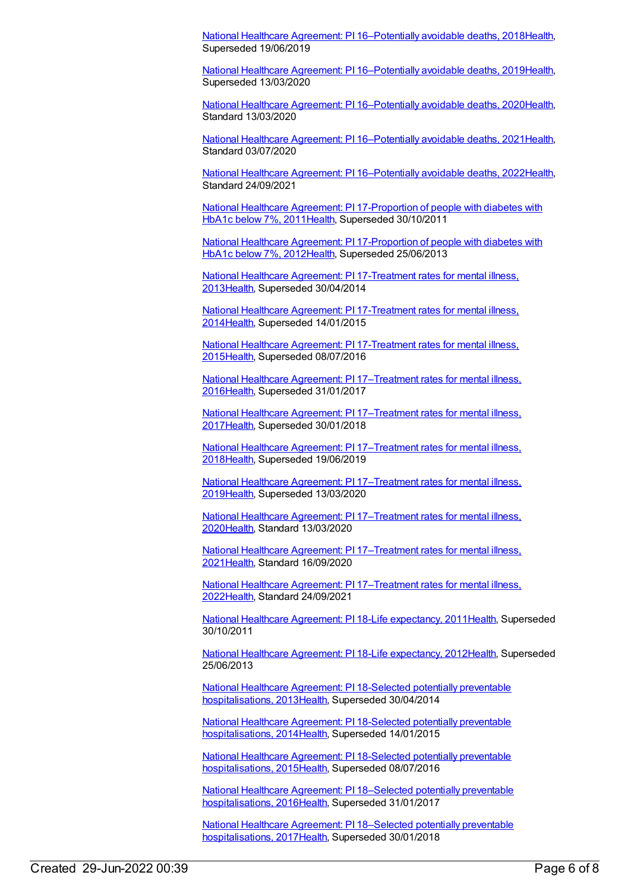National Healthcare Agreement: PI 16–Potentially avoidable deaths, 2018Health, Superseded 19/06/2019

National Healthcare Agreement: PI 16–Potentially avoidable deaths, 2019Health, Superseded 13/03/2020

National Healthcare Agreement: PI 16–Potentially avoidable deaths, 2020Health, Standard 13/03/2020

National Healthcare Agreement: PI 16–Potentially avoidable deaths, 2021Health, Standard 03/07/2020

National Healthcare Agreement: PI 16–Potentially avoidable deaths, 2022Health, Standard 24/09/2021

National Healthcare Agreement: PI 17-Proportion of people with diabetes with HbA1c below 7%, 2011Health, Superseded 30/10/2011

National Healthcare Agreement: PI 17-Proportion of people with diabetes with HbA1c below 7%, 2012Health, Superseded 25/06/2013

National Healthcare Agreement: PI 17-Treatment rates for mental illness, 2013Health, Superseded 30/04/2014

National Healthcare Agreement: PI 17-Treatment rates for mental illness, 2014Health, Superseded 14/01/2015

National Healthcare Agreement: PI 17-Treatment rates for mental illness, 2015Health, Superseded 08/07/2016

National Healthcare Agreement: PI 17–Treatment rates for mental illness, 2016Health, Superseded 31/01/2017

National Healthcare Agreement: PI 17–Treatment rates for mental illness, 2017Health, Superseded 30/01/2018

National Healthcare Agreement: PI 17–Treatment rates for mental illness, 2018Health, Superseded 19/06/2019

National Healthcare Agreement: PI 17–Treatment rates for mental illness, 2019Health, Superseded 13/03/2020

National Healthcare Agreement: PI 17–Treatment rates for mental illness, 2020Health, Standard 13/03/2020

National Healthcare Agreement: PI 17–Treatment rates for mental illness, 2021Health, Standard 16/09/2020

National Healthcare Agreement: PI 17–Treatment rates for mental illness, 2022Health, Standard 24/09/2021

National Healthcare Agreement: PI 18-Life expectancy, 2011Health, Superseded 30/10/2011

National Healthcare Agreement: PI 18-Life expectancy, 2012Health, Superseded 25/06/2013

National Healthcare Agreement: PI 18-Selected potentially preventable hospitalisations, 2013Health, Superseded 30/04/2014

National Healthcare Agreement: PI 18-Selected potentially preventable hospitalisations, 2014Health, Superseded 14/01/2015

National Healthcare Agreement: PI 18-Selected potentially preventable hospitalisations, 2015Health, Superseded 08/07/2016

National Healthcare Agreement: PI 18–Selected potentially preventable hospitalisations, 2016Health, Superseded 31/01/2017

National Healthcare Agreement: PI 18–Selected potentially preventable hospitalisations, 2017Health, Superseded 30/01/2018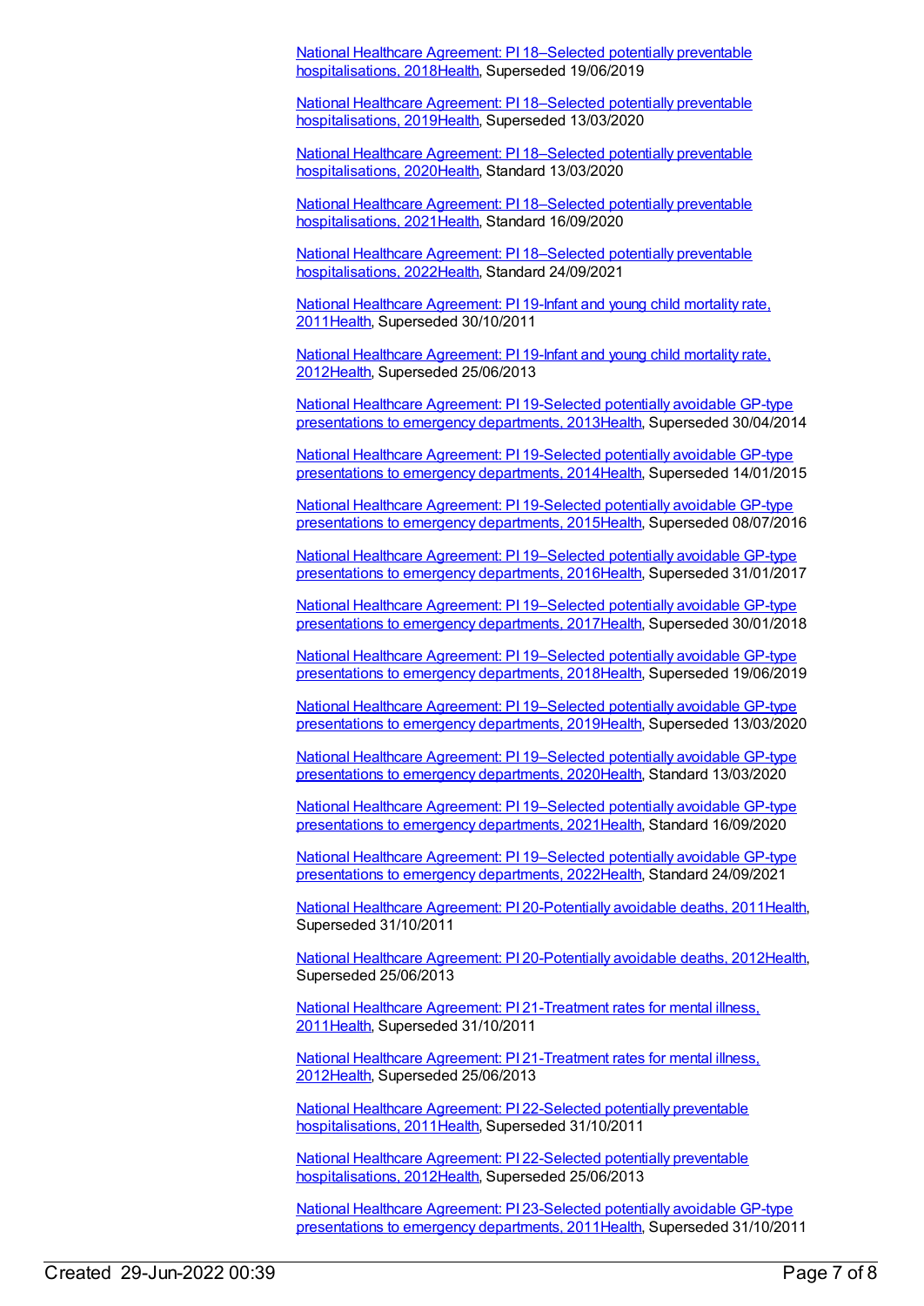National Healthcare Agreement: PI 18–Selected potentially preventable hospitalisations, 2018Health, Superseded 19/06/2019

National Healthcare Agreement: PI 18–Selected potentially preventable hospitalisations, 2019Health, Superseded 13/03/2020

National Healthcare Agreement: PI 18–Selected potentially preventable hospitalisations, 2020Health, Standard 13/03/2020

National Healthcare Agreement: PI 18–Selected potentially preventable hospitalisations, 2021Health, Standard 16/09/2020

National Healthcare Agreement: PI 18–Selected potentially preventable hospitalisations, 2022Health, Standard 24/09/2021

National Healthcare Agreement: PI 19-Infant and young child mortality rate, 2011Health, Superseded 30/10/2011

National Healthcare Agreement: PI 19-Infant and young child mortality rate, 2012Health, Superseded 25/06/2013

National Healthcare Agreement: PI 19-Selected potentially avoidable GP-type presentations to emergency departments, 2013Health, Superseded 30/04/2014

National Healthcare Agreement: PI 19-Selected potentially avoidable GP-type presentations to emergency departments, 2014Health, Superseded 14/01/2015

National Healthcare Agreement: PI 19-Selected potentially avoidable GP-type presentations to emergency departments, 2015Health, Superseded 08/07/2016

National Healthcare Agreement: PI 19–Selected potentially avoidable GP-type presentations to emergency departments, 2016Health, Superseded 31/01/2017

National Healthcare Agreement: PI 19–Selected potentially avoidable GP-type presentations to emergency departments, 2017Health, Superseded 30/01/2018

National Healthcare Agreement: PI 19–Selected potentially avoidable GP-type presentations to emergency departments, 2018Health, Superseded 19/06/2019

National Healthcare Agreement: PI 19–Selected potentially avoidable GP-type presentations to emergency departments, 2019Health, Superseded 13/03/2020

National Healthcare Agreement: PI 19–Selected potentially avoidable GP-type presentations to emergency departments, 2020Health, Standard 13/03/2020

National Healthcare Agreement: PI 19–Selected potentially avoidable GP-type presentations to emergency departments, 2021Health, Standard 16/09/2020

National Healthcare Agreement: PI 19–Selected potentially avoidable GP-type presentations to emergency departments, 2022Health, Standard 24/09/2021

National Healthcare Agreement: PI 20-Potentially avoidable deaths, 2011Health, Superseded 31/10/2011

National Healthcare Agreement: PI 20-Potentially avoidable deaths, 2012Health, Superseded 25/06/2013

National Healthcare Agreement: PI 21-Treatment rates for mental illness, 2011Health, Superseded 31/10/2011

National Healthcare Agreement: PI 21-Treatment rates for mental illness, 2012Health, Superseded 25/06/2013

National Healthcare Agreement: PI 22-Selected potentially preventable hospitalisations, 2011Health, Superseded 31/10/2011

National Healthcare Agreement: PI 22-Selected potentially preventable hospitalisations, 2012Health, Superseded 25/06/2013

National Healthcare Agreement: PI 23-Selected potentially avoidable GP-type presentations to emergency departments, 2011Health, Superseded 31/10/2011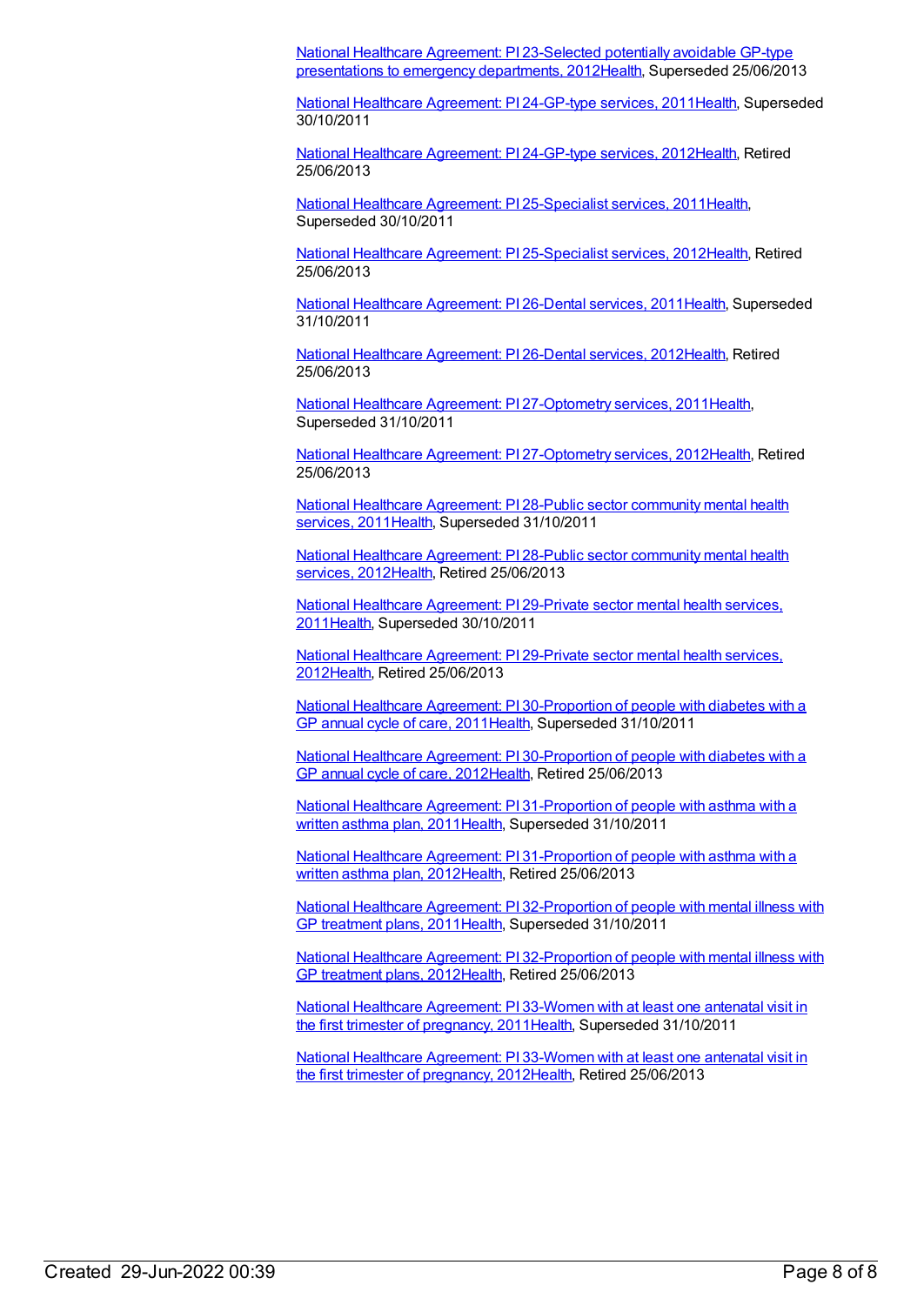National Healthcare Agreement: PI 23-Selected potentially avoidable GP-type presentations to emergency departments, 2012Health, Superseded 25/06/2013

National Healthcare Agreement: PI 24-GP-type services, 2011Health, Superseded 30/10/2011

National Healthcare Agreement: PI 24-GP-type services, 2012Health, Retired 25/06/2013

National Healthcare Agreement: PI 25-Specialist services, 2011Health, Superseded 30/10/2011

National Healthcare Agreement: PI 25-Specialist services, 2012Health, Retired 25/06/2013

National Healthcare Agreement: PI 26-Dental services, 2011Health, Superseded 31/10/2011

National Healthcare Agreement: PI 26-Dental services, 2012Health, Retired 25/06/2013

National Healthcare Agreement: PI 27-Optometry services, 2011Health, Superseded 31/10/2011

National Healthcare Agreement: PI 27-Optometry services, 2012Health, Retired 25/06/2013

National Healthcare Agreement: PI 28-Public sector community mental health services, 2011Health, Superseded 31/10/2011

National Healthcare Agreement: PI 28-Public sector community mental health services, 2012Health, Retired 25/06/2013

National Healthcare Agreement: PI 29-Private sector mental health services, 2011Health, Superseded 30/10/2011

National Healthcare Agreement: PI 29-Private sector mental health services, 2012Health, Retired 25/06/2013

National Healthcare Agreement: PI 30-Proportion of people with diabetes with a GP annual cycle of care, 2011Health, Superseded 31/10/2011

National Healthcare Agreement: PI 30-Proportion of people with diabetes with a GP annual cycle of care, 2012Health, Retired 25/06/2013

National Healthcare Agreement: PI 31-Proportion of people with asthma with a written asthma plan, 2011Health, Superseded 31/10/2011

National Healthcare Agreement: PI 31-Proportion of people with asthma with a written asthma plan, 2012Health, Retired 25/06/2013

National Healthcare Agreement: PI 32-Proportion of people with mental illness with GP treatment plans, 2011Health, Superseded 31/10/2011

National Healthcare Agreement: PI 32-Proportion of people with mental illness with GP treatment plans, 2012Health, Retired 25/06/2013

National Healthcare Agreement: PI 33-Women with at least one antenatal visit in the first trimester of pregnancy, 2011Health, Superseded 31/10/2011

National Healthcare Agreement: PI 33-Women with at least one antenatal visit in the first trimester of pregnancy, 2012Health, Retired 25/06/2013